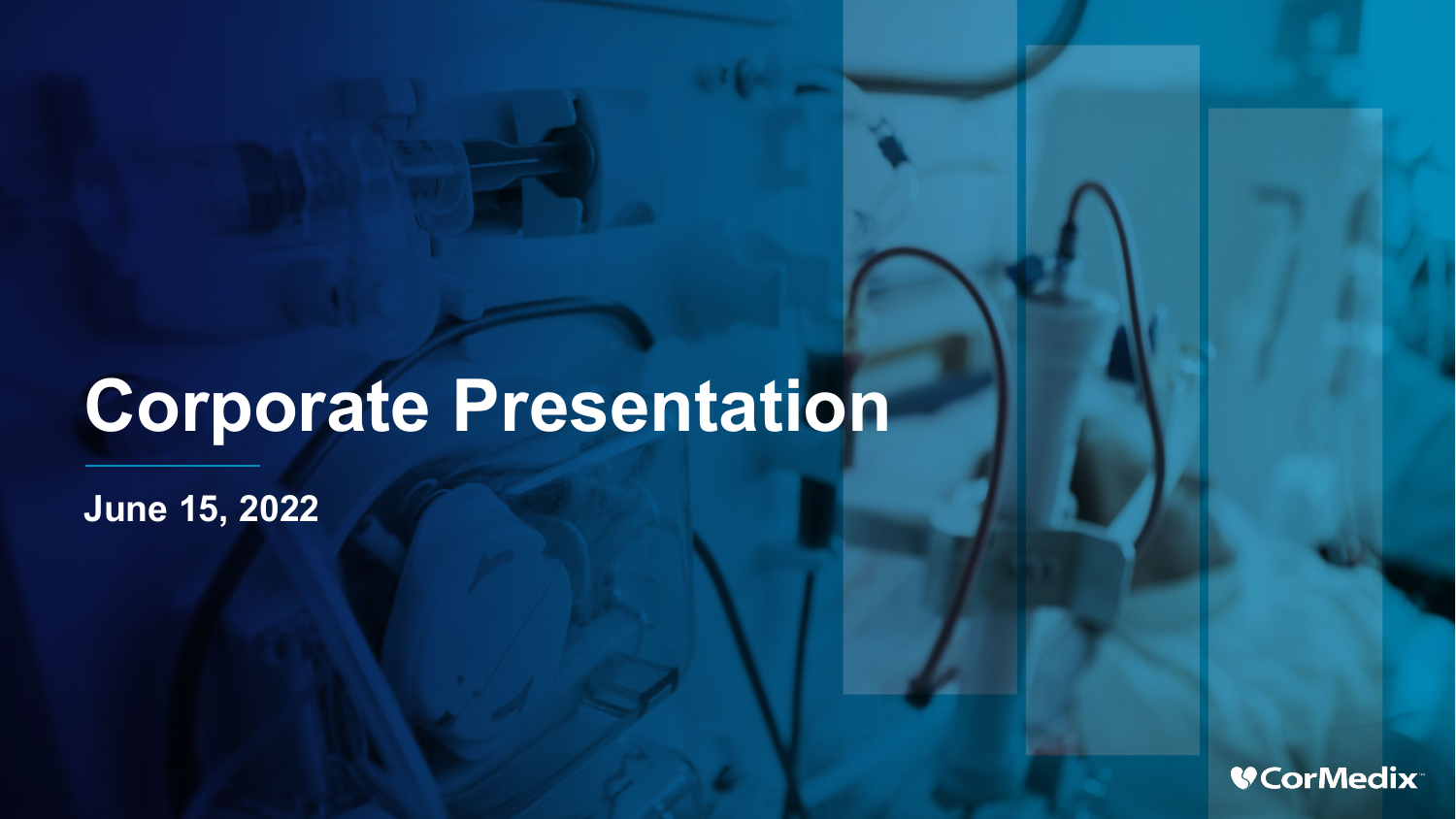# Corporate Presentation

**June 15, 2022**

CorMedix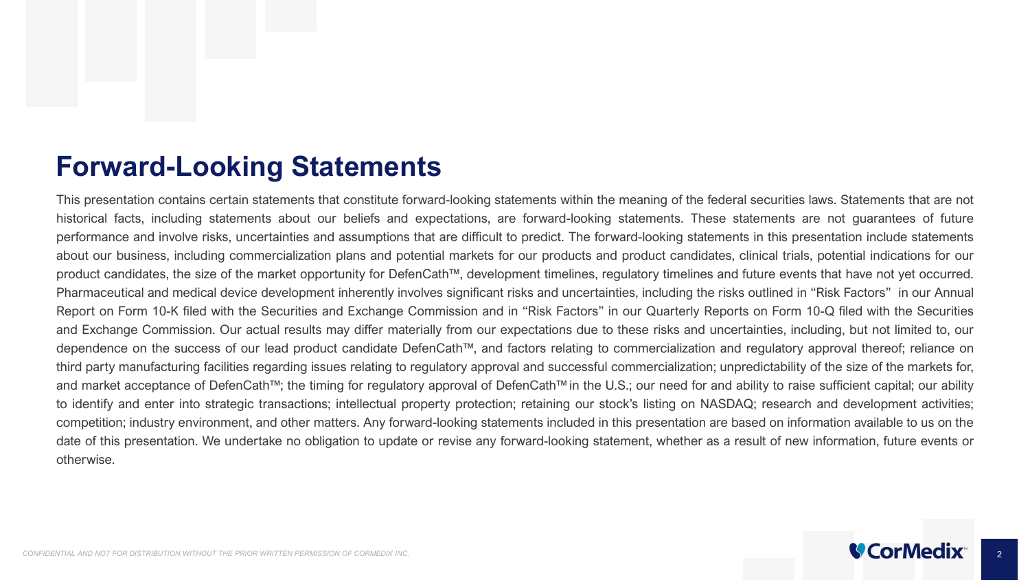# Forward-Looking Statements

This presentation contains certain statements that constitute forward-looking statements within the meaning of the federal securities laws. Statements that are not historical facts, including statements about our beliefs and expectations, are forward-looking statements. These statements are not guarantees of future performance and involve risks, uncertainties and assumptions that are difficult to predict. The forward-looking statements in this presentation include statements about our business, including commercialization plans and potential markets for our products and product candidates, clinical trials, potential indications for our product candidates, the size of the market opportunity for DefenCath™, development timelines, regulatory timelines and future events that have not yet occurred. Pharmaceutical and medical device development inherently involves significant risks and uncertainties, including the risks outlined in "Risk Factors" in our Annual Report on Form 10-K filed with the Securities and Exchange Commission and in "Risk Factors" in our Quarterly Reports on Form 10-Q filed with the Securities and Exchange Commission. Our actual results may differ materially from our expectations due to these risks and uncertainties, including, but not limited to, our dependence on the success of our lead product candidate DefenCath™, and factors relating to commercialization and regulatory approval thereof; reliance on third party manufacturing facilities regarding issues relating to regulatory approval and successful commercialization; unpredictability of the size of the markets for, and market acceptance of DefenCath™; the timing for regulatory approval of DefenCath™ in the U.S.; our need for and ability to raise sufficient capital; our ability to identify and enter into strategic transactions; intellectual property protection; retaining our stock's listing on NASDAQ; research and development activities; competition; industry environment, and other matters. Any forward-looking statements included in this presentation are based on information available to us on the date of this presentation. We undertake no obligation to update or revise any forward-looking statement, whether as a result of new information, future events or otherwise.

*CONFIDENTIAL AND NOT FOR DISTRIBUTION WITHOUT THE PRIOR WRITTEN PERMISSION OF CORMEDIX INC.*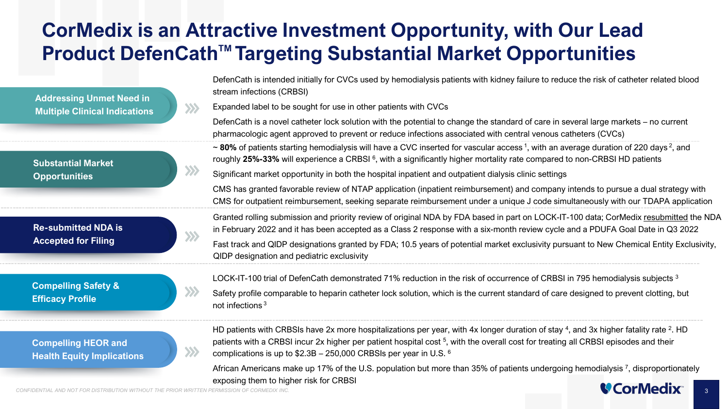# CorMedix is an Attractive Investment Opportunity, with Our Lead Product DefenCath™ Targeting Substantial Market Opportunities

## Addressing Unmet Need in Multiple Clinical Indications

- DefenCath is intended initially for CVCs used by hemodialysis patients with kidney failure to reduce the risk of catheter related blood stream infections (CRBSI)
- Expanded label to be sought for use in other patients with CVCs
- DefenCath is a novel catheter lock solution with the potential to change the standard of care in several large markets – no current pharmacologic agent approved to prevent or reduce infections associated with central venous catheters (CVCs)

## Substantial Market Opportunities

- ~ **80%** of patients starting hemodialysis will have a CVC inserted for vascular access [1], with an average duration of 220 days [2], and roughly **25%-33%** will experience a CRBSI [6], with a significantly higher mortality rate compared to non-CRBSI HD patients
- Significant market opportunity in both the hospital inpatient and outpatient dialysis clinic settings
- CMS has granted favorable review of NTAP application (inpatient reimbursement) and company intends to pursue a dual strategy with CMS for outpatient reimbursement, seeking separate reimbursement under a unique J code simultaneously with our TDAPA application

## Re-submitted NDA is Accepted for Filing

- Granted rolling submission and priority review of original NDA by FDA based in part on LOCK-IT-100 data; CorMedix resubmitted the NDA in February 2022 and it has been accepted as a Class 2 response with a six-month review cycle and a PDUFA Goal Date in Q3 2022
- Fast track and QIDP designations granted by FDA; 10.5 years of potential market exclusivity pursuant to New Chemical Entity Exclusivity, QIDP designation and pediatric exclusivity

## Compelling Safety & Efficacy Profile

- LOCK-IT-100 trial of DefenCath demonstrated 71% reduction in the risk of occurrence of CRBSI in 795 hemodialysis subjects [3]
- Safety profile comparable to heparin catheter lock solution, which is the current standard of care designed to prevent clotting, but not infections [3]

## Compelling HEOR and Health Equity Implications

- HD patients with CRBSIs have 2x more hospitalizations per year, with 4x longer duration of stay [4], and 3x higher fatality rate [2]. HD patients with a CRBSI incur 2x higher per patient hospital cost [5], with the overall cost for treating all CRBSI episodes and their complications is up to $2.3B – 250,000 CRBSIs per year in U.S. [6]
- African Americans make up 17% of the U.S. population but more than 35% of patients undergoing hemodialysis [7], disproportionately exposing them to higher risk for CRBSI

*CONFIDENTIAL AND NOT FOR DISTRIBUTION WITHOUT THE PRIOR WRITTEN PERMISSION OF CORMEDIX INC.*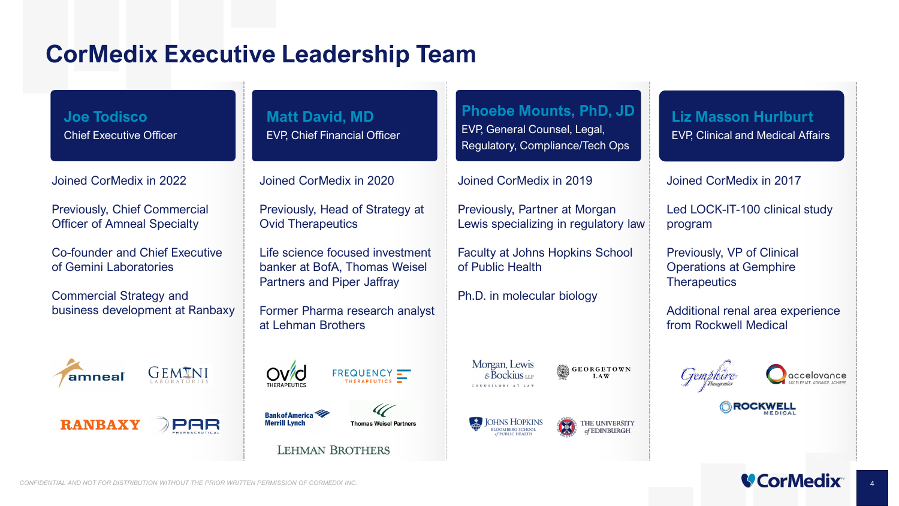# CorMedix Executive Leadership Team

## Joe Todisco
Chief Executive Officer

Joined CorMedix in 2022

Previously, Chief Commercial Officer of Amneal Specialty

Co-founder and Chief Executive of Gemini Laboratories

Commercial Strategy and business development at Ranbaxy

## Matt David, MD
EVP, Chief Financial Officer

Joined CorMedix in 2020

Previously, Head of Strategy at Ovid Therapeutics

Life science focused investment banker at BofA, Thomas Weisel Partners and Piper Jaffray

Former Pharma research analyst at Lehman Brothers

## Phoebe Mounts, PhD, JD
EVP, General Counsel, Legal, Regulatory, Compliance/Tech Ops

Joined CorMedix in 2019

Previously, Partner at Morgan Lewis specializing in regulatory law

Faculty at Johns Hopkins School of Public Health

Ph.D. in molecular biology

## Liz Masson Hurlburt
EVP, Clinical and Medical Affairs

Joined CorMedix in 2017

Led LOCK-IT-100 clinical study program

Previously, VP of Clinical Operations at Gemphire Therapeutics

Additional renal area experience from Rockwell Medical

CONFIDENTIAL AND NOT FOR DISTRIBUTION WITHOUT THE PRIOR WRITTEN PERMISSION OF CORMEDIX INC.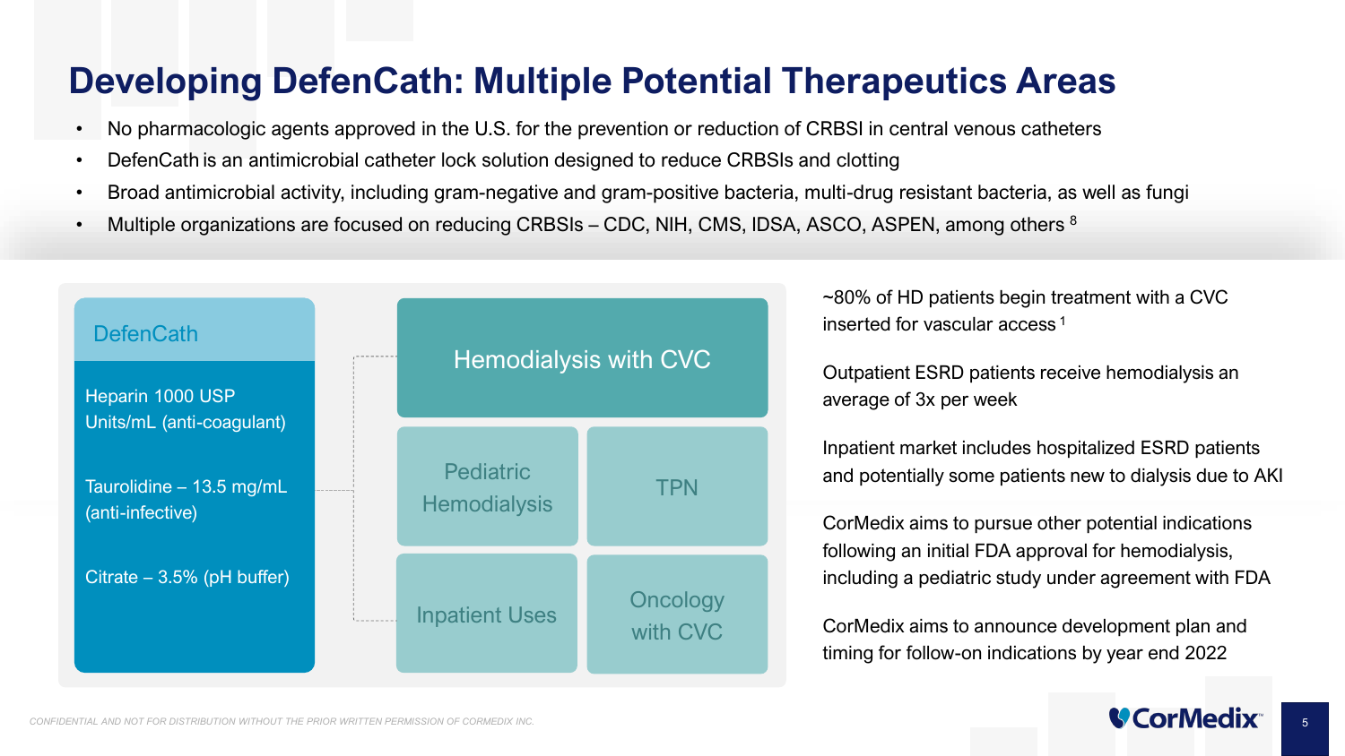# Developing DefenCath: Multiple Potential Therapeutics Areas

- No pharmacologic agents approved in the U.S. for the prevention or reduction of CRBSI in central venous catheters
- DefenCath is an antimicrobial catheter lock solution designed to reduce CRBSIs and clotting
- Broad antimicrobial activity, including gram-negative and gram-positive bacteria, multi-drug resistant bacteria, as well as fungi
- Multiple organizations are focused on reducing CRBSIs – CDC, NIH, CMS, IDSA, ASCO, ASPEN, among others [8]

**DefenCath**

- Heparin 1000 USP Units/mL (anti-coagulant)
- Taurolidine – 13.5 mg/mL (anti-infective)
- Citrate – 3.5% (pH buffer)

**Hemodialysis with CVC**

- Pediatric Hemodialysis
- TPN
- Inpatient Uses
- Oncology with CVC

~80% of HD patients begin treatment with a CVC inserted for vascular access [1]

Outpatient ESRD patients receive hemodialysis an average of 3x per week

Inpatient market includes hospitalized ESRD patients and potentially some patients new to dialysis due to AKI

CorMedix aims to pursue other potential indications following an initial FDA approval for hemodialysis, including a pediatric study under agreement with FDA

CorMedix aims to announce development plan and timing for follow-on indications by year end 2022

*CONFIDENTIAL AND NOT FOR DISTRIBUTION WITHOUT THE PRIOR WRITTEN PERMISSION OF CORMEDIX INC.*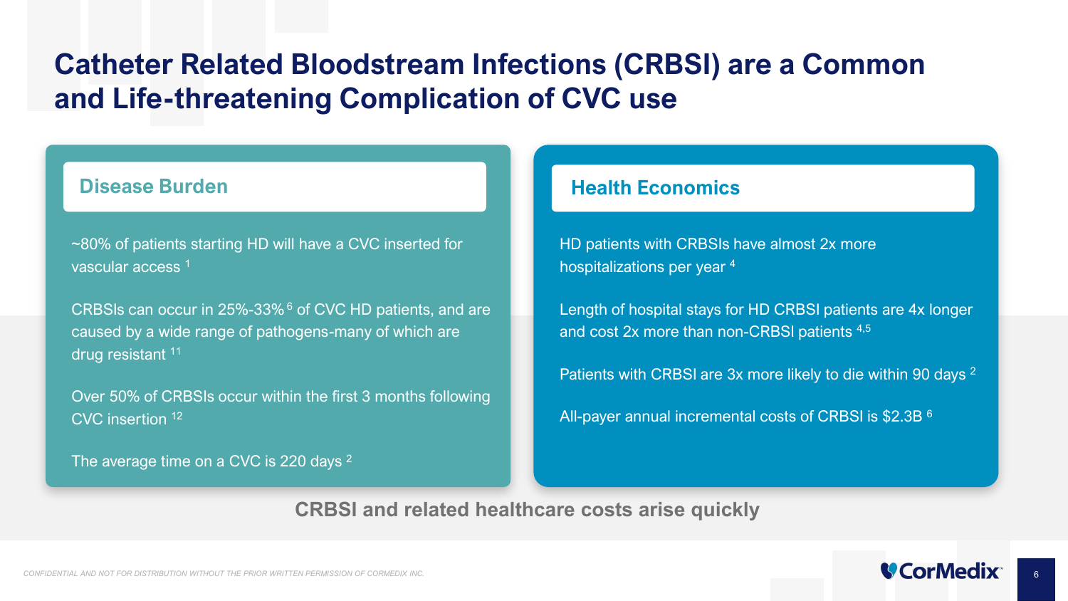# Catheter Related Bloodstream Infections (CRBSI) are a Common and Life-threatening Complication of CVC use

## Disease Burden

~80% of patients starting HD will have a CVC inserted for vascular access [1]

CRBSIs can occur in 25%-33% [6] of CVC HD patients, and are caused by a wide range of pathogens-many of which are drug resistant [11]

Over 50% of CRBSIs occur within the first 3 months following CVC insertion [12]

The average time on a CVC is 220 days [2]

## Health Economics

HD patients with CRBSIs have almost 2x more hospitalizations per year [4]

Length of hospital stays for HD CRBSI patients are 4x longer and cost 2x more than non-CRBSI patients [4,5]

Patients with CRBSI are 3x more likely to die within 90 days [2]

All-payer annual incremental costs of CRBSI is $2.3B [6]

**CRBSI and related healthcare costs arise quickly**

*CONFIDENTIAL AND NOT FOR DISTRIBUTION WITHOUT THE PRIOR WRITTEN PERMISSION OF CORMEDIX INC.*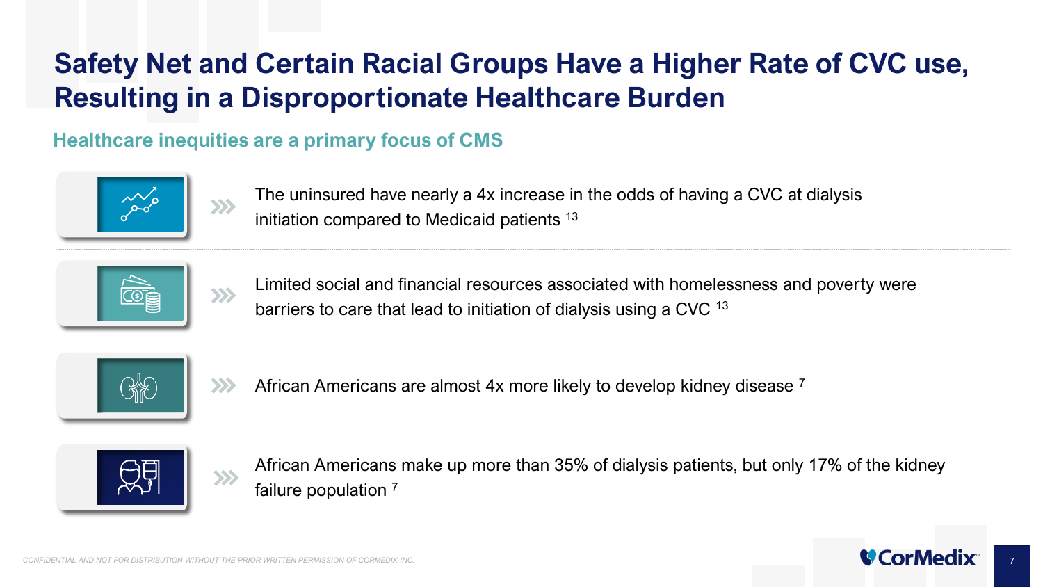# Safety Net and Certain Racial Groups Have a Higher Rate of CVC use, Resulting in a Disproportionate Healthcare Burden

## Healthcare inequities are a primary focus of CMS

- The uninsured have nearly a 4x increase in the odds of having a CVC at dialysis initiation compared to Medicaid patients [13]
- Limited social and financial resources associated with homelessness and poverty were barriers to care that lead to initiation of dialysis using a CVC [13]
- African Americans are almost 4x more likely to develop kidney disease [7]
- African Americans make up more than 35% of dialysis patients, but only 17% of the kidney failure population [7]

*CONFIDENTIAL AND NOT FOR DISTRIBUTION WITHOUT THE PRIOR WRITTEN PERMISSION OF CORMEDIX INC.*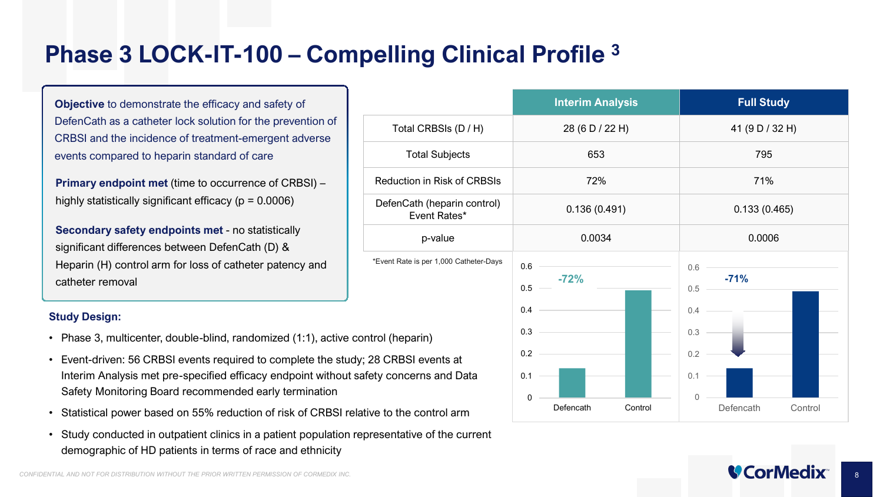# Phase 3 LOCK-IT-100 – Compelling Clinical Profile [3]

**Objective** to demonstrate the efficacy and safety of DefenCath as a catheter lock solution for the prevention of CRBSI and the incidence of treatment-emergent adverse events compared to heparin standard of care

**Primary endpoint met** (time to occurrence of CRBSI) – highly statistically significant efficacy (p = 0.0006)

**Secondary safety endpoints met** - no statistically significant differences between DefenCath (D) & Heparin (H) control arm for loss of catheter patency and catheter removal

| | Interim Analysis | Full Study |
|---|---|---|
| Total CRBSIs (D / H) | 28 (6 D / 22 H) | 41 (9 D / 32 H) |
| Total Subjects | 653 | 795 |
| Reduction in Risk of CRBSIs | 72% | 71% |
| DefenCath (heparin control) Event Rates* | 0.136 (0.491) | 0.133 (0.465) |
| p-value | 0.0034 | 0.0006 |

*Event Rate is per 1,000 Catheter-Days

**Interim Analysis** (-72%)

| | Event Rate |
|---|---|
| Defencath | 0.136 |
| Control | 0.491 |

**Full Study** (-71%)

| | Event Rate |
|---|---|
| Defencath | 0.133 |
| Control | 0.465 |

**Study Design:**

- Phase 3, multicenter, double-blind, randomized (1:1), active control (heparin)
- Event-driven: 56 CRBSI events required to complete the study; 28 CRBSI events at Interim Analysis met pre-specified efficacy endpoint without safety concerns and Data Safety Monitoring Board recommended early termination
- Statistical power based on 55% reduction of risk of CRBSI relative to the control arm
- Study conducted in outpatient clinics in a patient population representative of the current demographic of HD patients in terms of race and ethnicity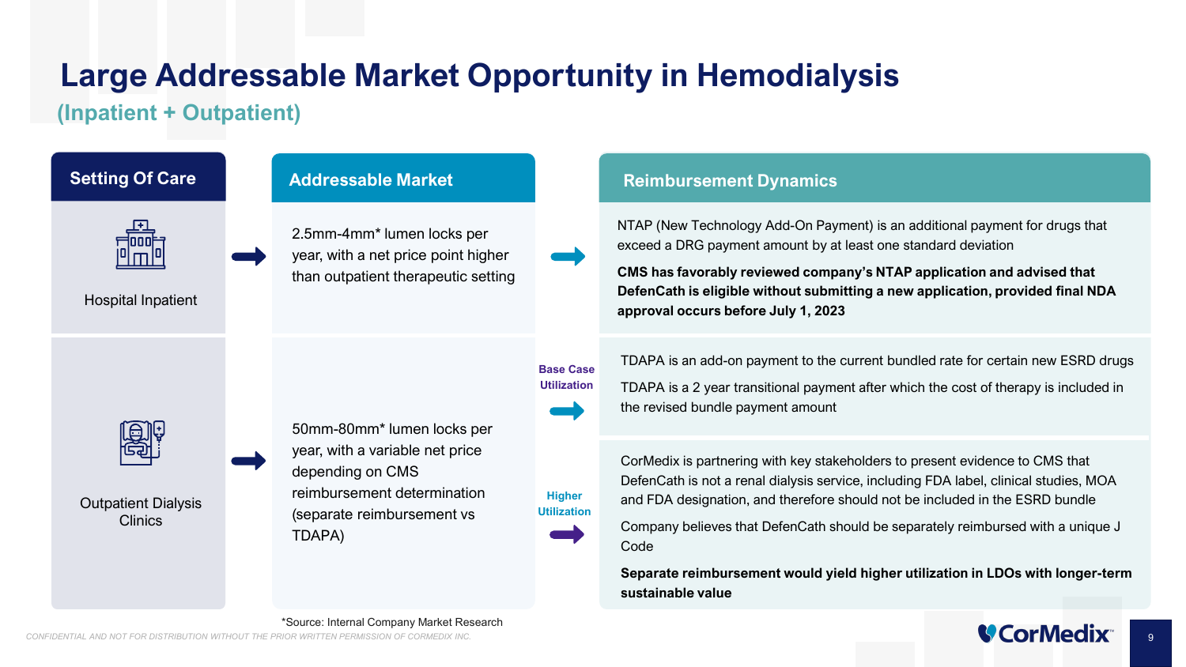# Large Addressable Market Opportunity in Hemodialysis

## (Inpatient + Outpatient)

| Setting Of Care | Addressable Market | | Reimbursement Dynamics |
|---|---|---|---|
| Hospital Inpatient | 2.5mm-4mm* lumen locks per year, with a net price point higher than outpatient therapeutic setting | | NTAP (New Technology Add-On Payment) is an additional payment for drugs that exceed a DRG payment amount by at least one standard deviation<br><br>**CMS has favorably reviewed company's NTAP application and advised that DefenCath is eligible without submitting a new application, provided final NDA approval occurs before July 1, 2023** |
| Outpatient Dialysis Clinics | 50mm-80mm* lumen locks per year, with a variable net price depending on CMS reimbursement determination (separate reimbursement vs TDAPA) | Base Case Utilization | TDAPA is an add-on payment to the current bundled rate for certain new ESRD drugs<br><br>TDAPA is a 2 year transitional payment after which the cost of therapy is included in the revised bundle payment amount |
| | | Higher Utilization | CorMedix is partnering with key stakeholders to present evidence to CMS that DefenCath is not a renal dialysis service, including FDA label, clinical studies, MOA and FDA designation, and therefore should not be included in the ESRD bundle<br><br>Company believes that DefenCath should be separately reimbursed with a unique J Code<br><br>**Separate reimbursement would yield higher utilization in LDOs with longer-term sustainable value** |

*Source: Internal Company Market Research

CONFIDENTIAL AND NOT FOR DISTRIBUTION WITHOUT THE PRIOR WRITTEN PERMISSION OF CORMEDIX INC.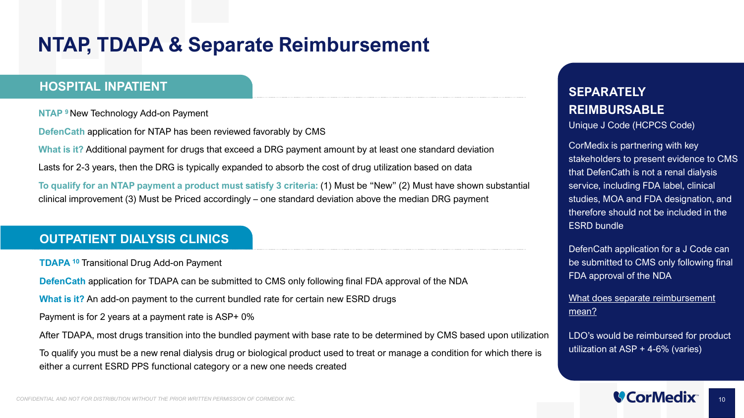# NTAP, TDAPA & Separate Reimbursement

## HOSPITAL INPATIENT

**NTAP** [9] New Technology Add-on Payment

**DefenCath** application for NTAP has been reviewed favorably by CMS

**What is it?** Additional payment for drugs that exceed a DRG payment amount by at least one standard deviation

Lasts for 2-3 years, then the DRG is typically expanded to absorb the cost of drug utilization based on data

**To qualify for an NTAP payment a product must satisfy 3 criteria:** (1) Must be "New" (2) Must have shown substantial clinical improvement (3) Must be Priced accordingly – one standard deviation above the median DRG payment

## OUTPATIENT DIALYSIS CLINICS

**TDAPA** [10] Transitional Drug Add-on Payment

**DefenCath** application for TDAPA can be submitted to CMS only following final FDA approval of the NDA

**What is it?** An add-on payment to the current bundled rate for certain new ESRD drugs

Payment is for 2 years at a payment rate is ASP+ 0%

After TDAPA, most drugs transition into the bundled payment with base rate to be determined by CMS based upon utilization

To qualify you must be a new renal dialysis drug or biological product used to treat or manage a condition for which there is either a current ESRD PPS functional category or a new one needs created

## SEPARATELY REIMBURSABLE

Unique J Code (HCPCS Code)

CorMedix is partnering with key stakeholders to present evidence to CMS that DefenCath is not a renal dialysis service, including FDA label, clinical studies, MOA and FDA designation, and therefore should not be included in the ESRD bundle

DefenCath application for a J Code can be submitted to CMS only following final FDA approval of the NDA

What does separate reimbursement mean?

LDO's would be reimbursed for product utilization at ASP + 4-6% (varies)

CONFIDENTIAL AND NOT FOR DISTRIBUTION WITHOUT THE PRIOR WRITTEN PERMISSION OF CORMEDIX INC.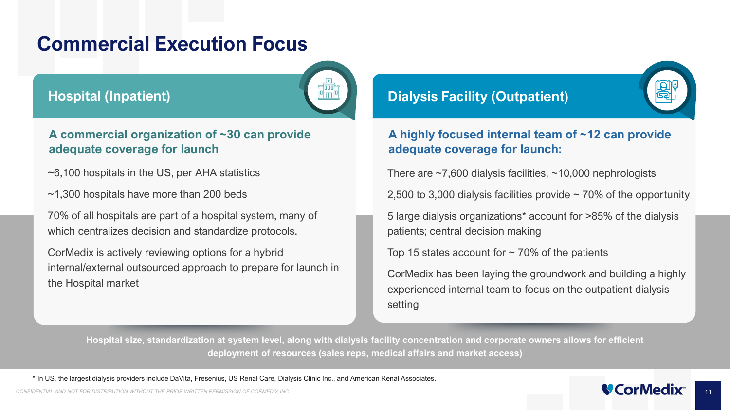# Commercial Execution Focus

## Hospital (Inpatient)

**A commercial organization of ~30 can provide adequate coverage for launch**

~6,100 hospitals in the US, per AHA statistics

~1,300 hospitals have more than 200 beds

70% of all hospitals are part of a hospital system, many of which centralizes decision and standardize protocols.

CorMedix is actively reviewing options for a hybrid internal/external outsourced approach to prepare for launch in the Hospital market

## Dialysis Facility (Outpatient)

**A highly focused internal team of ~12 can provide adequate coverage for launch:**

There are ~7,600 dialysis facilities, ~10,000 nephrologists

2,500 to 3,000 dialysis facilities provide ~ 70% of the opportunity

5 large dialysis organizations* account for >85% of the dialysis patients; central decision making

Top 15 states account for ~ 70% of the patients

CorMedix has been laying the groundwork and building a highly experienced internal team to focus on the outpatient dialysis setting

**Hospital size, standardization at system level, along with dialysis facility concentration and corporate owners allows for efficient deployment of resources (sales reps, medical affairs and market access)**

* In US, the largest dialysis providers include DaVita, Fresenius, US Renal Care, Dialysis Clinic Inc., and American Renal Associates.

*CONFIDENTIAL AND NOT FOR DISTRIBUTION WITHOUT THE PRIOR WRITTEN PERMISSION OF CORMEDIX INC.*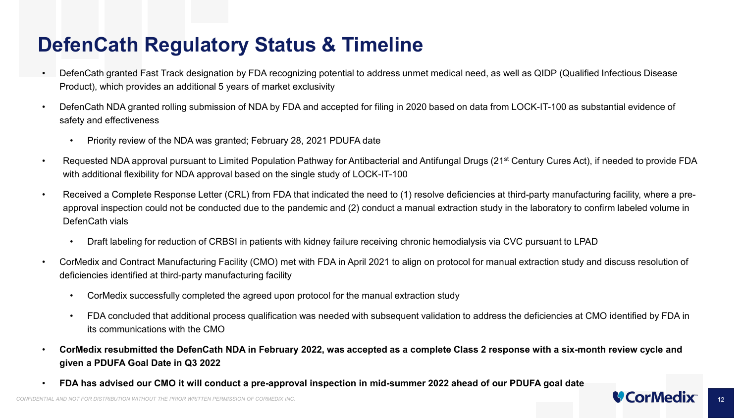# DefenCath Regulatory Status & Timeline

- DefenCath granted Fast Track designation by FDA recognizing potential to address unmet medical need, as well as QIDP (Qualified Infectious Disease Product), which provides an additional 5 years of market exclusivity
- DefenCath NDA granted rolling submission of NDA by FDA and accepted for filing in 2020 based on data from LOCK-IT-100 as substantial evidence of safety and effectiveness
  - Priority review of the NDA was granted; February 28, 2021 PDUFA date
- Requested NDA approval pursuant to Limited Population Pathway for Antibacterial and Antifungal Drugs (21st Century Cures Act), if needed to provide FDA with additional flexibility for NDA approval based on the single study of LOCK-IT-100
- Received a Complete Response Letter (CRL) from FDA that indicated the need to (1) resolve deficiencies at third-party manufacturing facility, where a pre-approval inspection could not be conducted due to the pandemic and (2) conduct a manual extraction study in the laboratory to confirm labeled volume in DefenCath vials
  - Draft labeling for reduction of CRBSI in patients with kidney failure receiving chronic hemodialysis via CVC pursuant to LPAD
- CorMedix and Contract Manufacturing Facility (CMO) met with FDA in April 2021 to align on protocol for manual extraction study and discuss resolution of deficiencies identified at third-party manufacturing facility
  - CorMedix successfully completed the agreed upon protocol for the manual extraction study
  - FDA concluded that additional process qualification was needed with subsequent validation to address the deficiencies at CMO identified by FDA in its communications with the CMO
- **CorMedix resubmitted the DefenCath NDA in February 2022, was accepted as a complete Class 2 response with a six-month review cycle and given a PDUFA Goal Date in Q3 2022**
- **FDA has advised our CMO it will conduct a pre-approval inspection in mid-summer 2022 ahead of our PDUFA goal date**

*CONFIDENTIAL AND NOT FOR DISTRIBUTION WITHOUT THE PRIOR WRITTEN PERMISSION OF CORMEDIX INC.*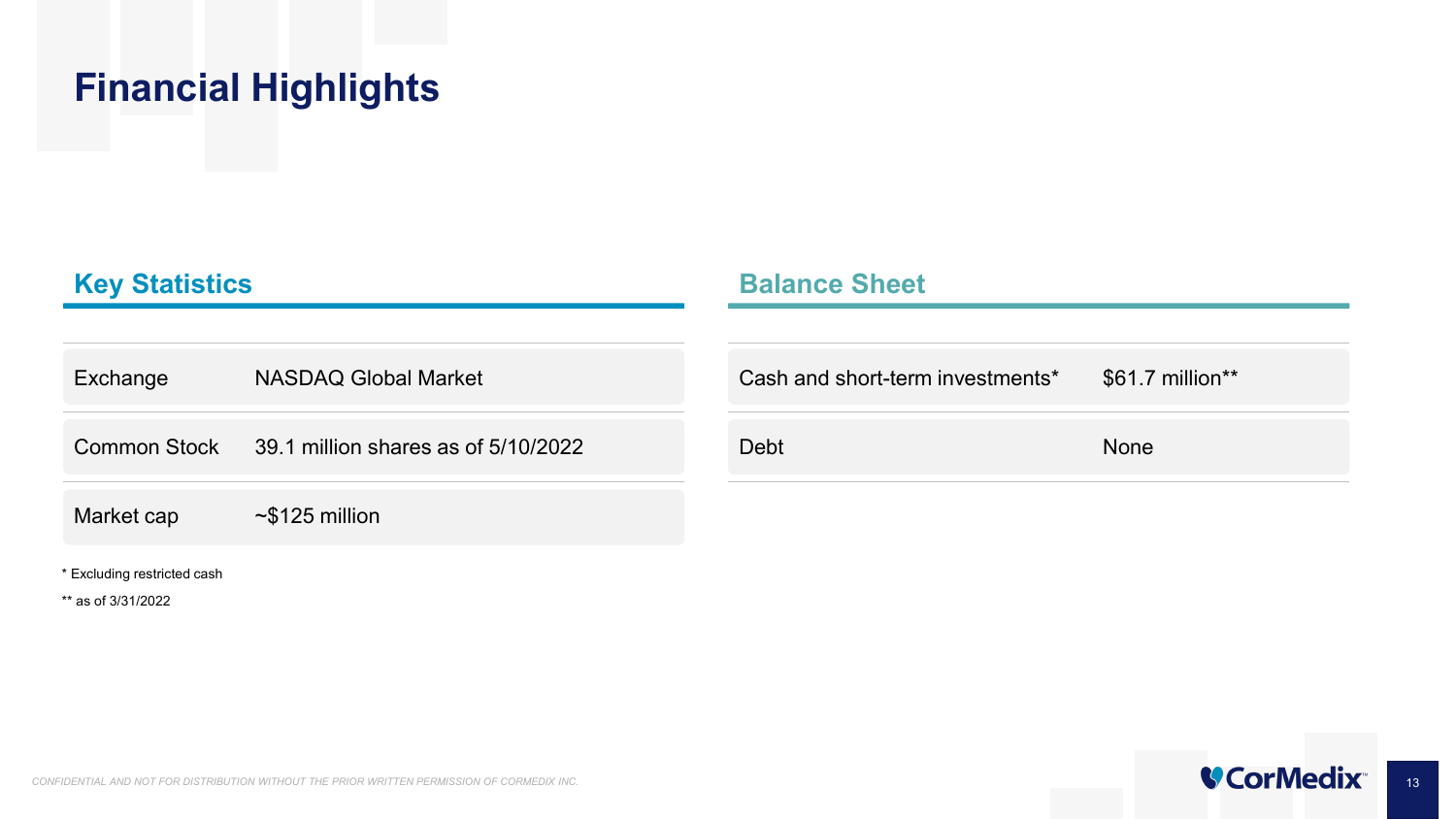# Financial Highlights

## Key Statistics

| | |
|---|---|
| Exchange | NASDAQ Global Market |
| Common Stock | 39.1 million shares as of 5/10/2022 |
| Market cap | ~$125 million |

* Excluding restricted cash

** as of 3/31/2022

## Balance Sheet

| | |
|---|---|
| Cash and short-term investments* | $61.7 million** |
| Debt | None |

CONFIDENTIAL AND NOT FOR DISTRIBUTION WITHOUT THE PRIOR WRITTEN PERMISSION OF CORMEDIX INC.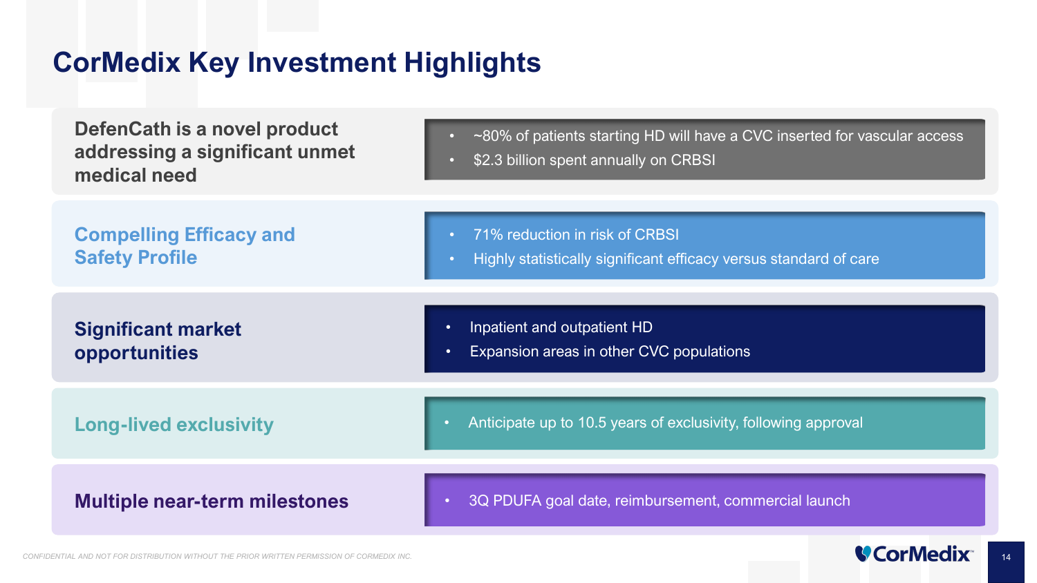# CorMedix Key Investment Highlights

## DefenCath is a novel product addressing a significant unmet medical need

- ~80% of patients starting HD will have a CVC inserted for vascular access
- $2.3 billion spent annually on CRBSI

## Compelling Efficacy and Safety Profile

- 71% reduction in risk of CRBSI
- Highly statistically significant efficacy versus standard of care

## Significant market opportunities

- Inpatient and outpatient HD
- Expansion areas in other CVC populations

## Long-lived exclusivity

- Anticipate up to 10.5 years of exclusivity, following approval

## Multiple near-term milestones

- 3Q PDUFA goal date, reimbursement, commercial launch

CONFIDENTIAL AND NOT FOR DISTRIBUTION WITHOUT THE PRIOR WRITTEN PERMISSION OF CORMEDIX INC.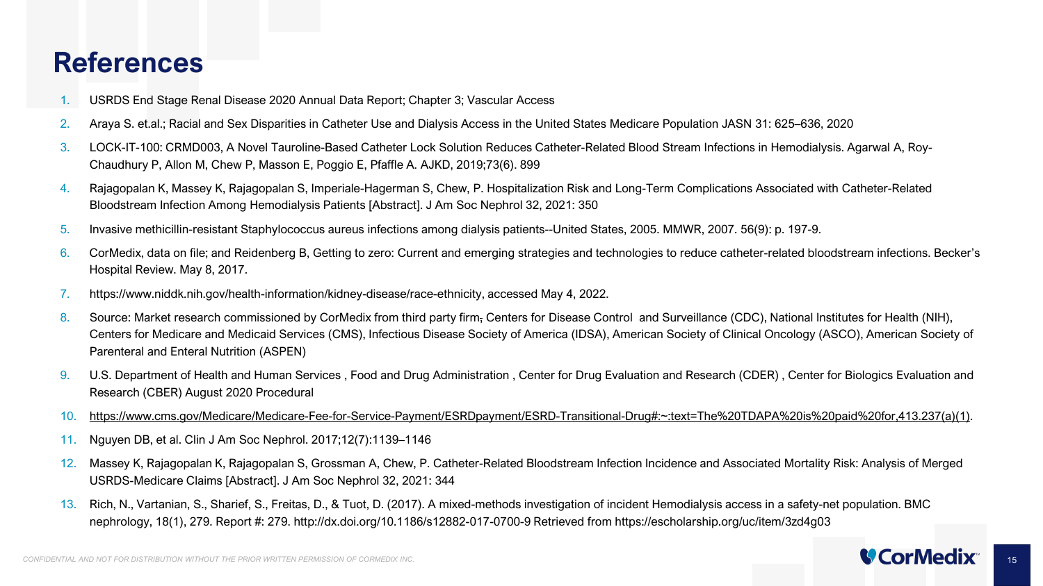# References

1. USRDS End Stage Renal Disease 2020 Annual Data Report; Chapter 3; Vascular Access
2. Araya S. et.al.; Racial and Sex Disparities in Catheter Use and Dialysis Access in the United States Medicare Population JASN 31: 625–636, 2020
3. LOCK-IT-100: CRMD003, A Novel Tauroline-Based Catheter Lock Solution Reduces Catheter-Related Blood Stream Infections in Hemodialysis. Agarwal A, Roy-Chaudhury P, Allon M, Chew P, Masson E, Poggio E, Pfaffle A. AJKD, 2019;73(6). 899
4. Rajagopalan K, Massey K, Rajagopalan S, Imperiale-Hagerman S, Chew, P. Hospitalization Risk and Long-Term Complications Associated with Catheter-Related Bloodstream Infection Among Hemodialysis Patients [Abstract]. J Am Soc Nephrol 32, 2021: 350
5. Invasive methicillin-resistant Staphylococcus aureus infections among dialysis patients--United States, 2005. MMWR, 2007. 56(9): p. 197-9.
6. CorMedix, data on file; and Reidenberg B, Getting to zero: Current and emerging strategies and technologies to reduce catheter-related bloodstream infections. Becker's Hospital Review. May 8, 2017.
7. https://www.niddk.nih.gov/health-information/kidney-disease/race-ethnicity, accessed May 4, 2022.
8. Source: Market research commissioned by CorMedix from third party firm, Centers for Disease Control and Surveillance (CDC), National Institutes for Health (NIH), Centers for Medicare and Medicaid Services (CMS), Infectious Disease Society of America (IDSA), American Society of Clinical Oncology (ASCO), American Society of Parenteral and Enteral Nutrition (ASPEN)
9. U.S. Department of Health and Human Services , Food and Drug Administration , Center for Drug Evaluation and Research (CDER) , Center for Biologics Evaluation and Research (CBER) August 2020 Procedural
10. https://www.cms.gov/Medicare/Medicare-Fee-for-Service-Payment/ESRDpayment/ESRD-Transitional-Drug#:~:text=The%20TDAPA%20is%20paid%20for,413.237(a)(1).
11. Nguyen DB, et al. Clin J Am Soc Nephrol. 2017;12(7):1139–1146
12. Massey K, Rajagopalan K, Rajagopalan S, Grossman A, Chew, P. Catheter-Related Bloodstream Infection Incidence and Associated Mortality Risk: Analysis of Merged USRDS-Medicare Claims [Abstract]. J Am Soc Nephrol 32, 2021: 344
13. Rich, N., Vartanian, S., Sharief, S., Freitas, D., & Tuot, D. (2017). A mixed-methods investigation of incident Hemodialysis access in a safety-net population. BMC nephrology, 18(1), 279. Report #: 279. http://dx.doi.org/10.1186/s12882-017-0700-9 Retrieved from https://escholarship.org/uc/item/3zd4g03

CONFIDENTIAL AND NOT FOR DISTRIBUTION WITHOUT THE PRIOR WRITTEN PERMISSION OF CORMEDIX INC.

CorMedix